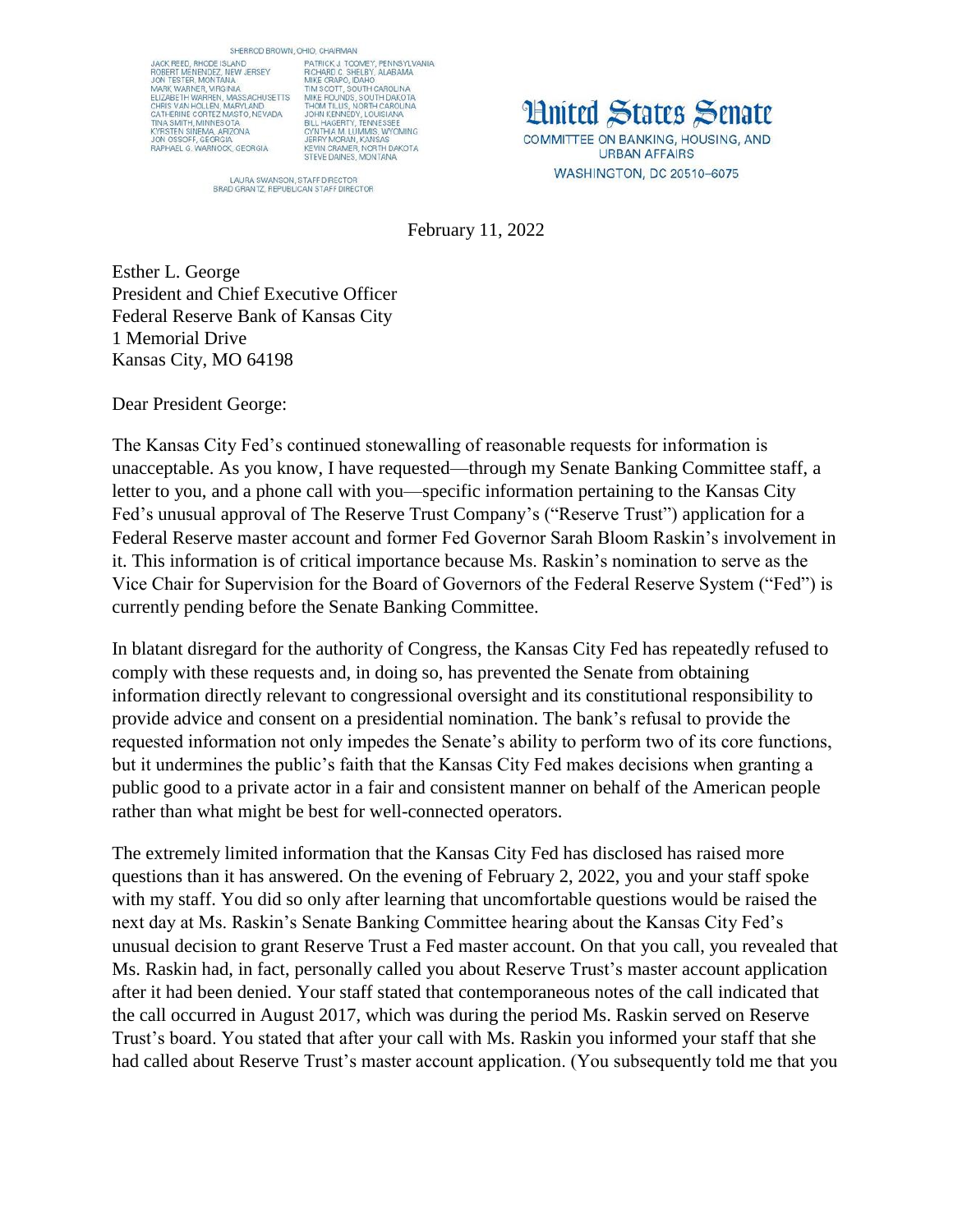SHERROD BROWN, OHIO, CHAIRMAN

JACK REED, RHODE ISLAND
ROBERT MENENDEZ, NEW JERSEY
JON TESTER, MONTANA
MARK WARNER, VIRGINIA
ELIZABETH WARREN, MASSACHUSETTS
CHRIS VAN HOLLEN, MARYLAND
CATHERINE CORTEZ MASTO, NEVADA
TINA SMITH, MINNESOTA
KYRSTEN SINEMA, ARIZONA
JON OSSOFF, GEORGIA
RAPHAEL G. WARNOCK, GEORGIA

PATRICK J. TOOMEY, PENNSYLVANIA
RICHARD C. SHELBY, ALABAMA
MIKE CRAPO, IDAHO
TIM SCOTT, SOUTH CAROLINA
MIKE ROUNDS, SOUTH DAKOTA
THOM TILLIS, NORTH CAROLINA
JOHN KENNEDY, LOUISIANA
BILL HAGERTY, TENNESSEE
CYNTHIA M. LUMMIS, WYOMING
JERRY MORAN, KANSAS
KEVIN CRAMER, NORTH DAKOTA
STEVE DAINES, MONTANA

LAURA SWANSON, STAFF DIRECTOR
BRAD GRANTZ, REPUBLICAN STAFF DIRECTOR

# United States Senate

COMMITTEE ON BANKING, HOUSING, AND URBAN AFFAIRS
WASHINGTON, DC 20510–6075

February 11, 2022

Esther L. George
President and Chief Executive Officer
Federal Reserve Bank of Kansas City
1 Memorial Drive
Kansas City, MO 64198

Dear President George:

The Kansas City Fed's continued stonewalling of reasonable requests for information is unacceptable. As you know, I have requested—through my Senate Banking Committee staff, a letter to you, and a phone call with you—specific information pertaining to the Kansas City Fed's unusual approval of The Reserve Trust Company's ("Reserve Trust") application for a Federal Reserve master account and former Fed Governor Sarah Bloom Raskin's involvement in it. This information is of critical importance because Ms. Raskin's nomination to serve as the Vice Chair for Supervision for the Board of Governors of the Federal Reserve System ("Fed") is currently pending before the Senate Banking Committee.

In blatant disregard for the authority of Congress, the Kansas City Fed has repeatedly refused to comply with these requests and, in doing so, has prevented the Senate from obtaining information directly relevant to congressional oversight and its constitutional responsibility to provide advice and consent on a presidential nomination. The bank's refusal to provide the requested information not only impedes the Senate's ability to perform two of its core functions, but it undermines the public's faith that the Kansas City Fed makes decisions when granting a public good to a private actor in a fair and consistent manner on behalf of the American people rather than what might be best for well-connected operators.

The extremely limited information that the Kansas City Fed has disclosed has raised more questions than it has answered. On the evening of February 2, 2022, you and your staff spoke with my staff. You did so only after learning that uncomfortable questions would be raised the next day at Ms. Raskin's Senate Banking Committee hearing about the Kansas City Fed's unusual decision to grant Reserve Trust a Fed master account. On that you call, you revealed that Ms. Raskin had, in fact, personally called you about Reserve Trust's master account application after it had been denied. Your staff stated that contemporaneous notes of the call indicated that the call occurred in August 2017, which was during the period Ms. Raskin served on Reserve Trust's board. You stated that after your call with Ms. Raskin you informed your staff that she had called about Reserve Trust's master account application. (You subsequently told me that you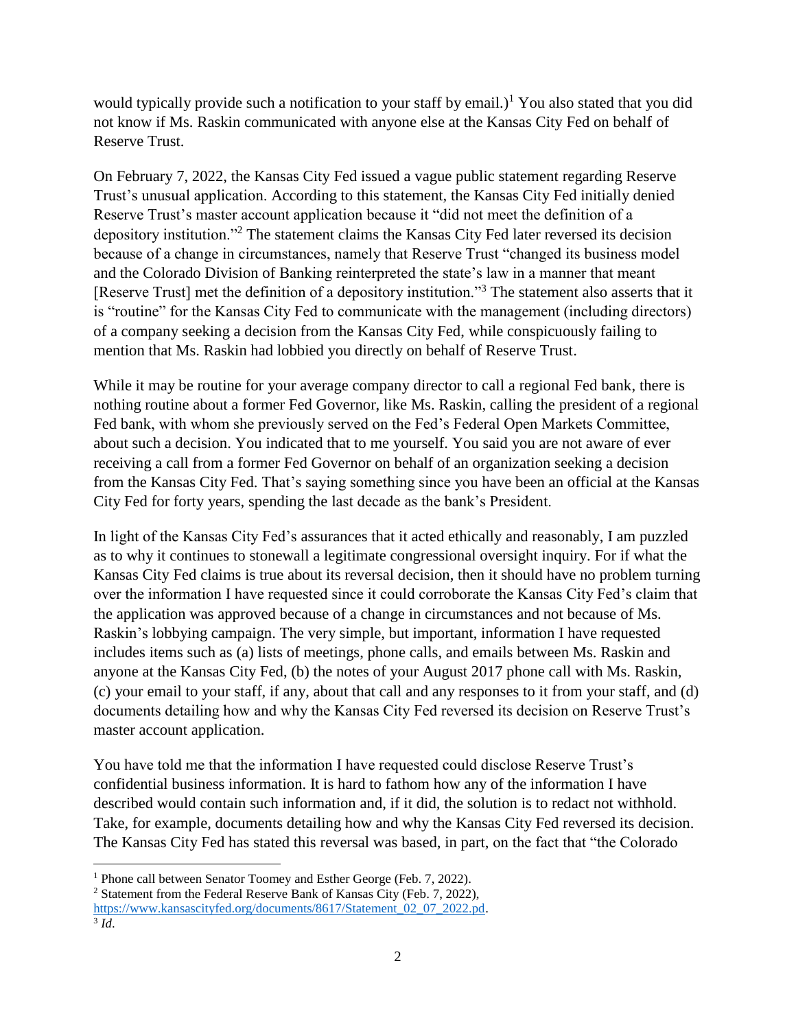would typically provide such a notification to your staff by email.)[1] You also stated that you did not know if Ms. Raskin communicated with anyone else at the Kansas City Fed on behalf of Reserve Trust.

On February 7, 2022, the Kansas City Fed issued a vague public statement regarding Reserve Trust's unusual application. According to this statement, the Kansas City Fed initially denied Reserve Trust's master account application because it "did not meet the definition of a depository institution."[2] The statement claims the Kansas City Fed later reversed its decision because of a change in circumstances, namely that Reserve Trust "changed its business model and the Colorado Division of Banking reinterpreted the state's law in a manner that meant [Reserve Trust] met the definition of a depository institution."[3] The statement also asserts that it is "routine" for the Kansas City Fed to communicate with the management (including directors) of a company seeking a decision from the Kansas City Fed, while conspicuously failing to mention that Ms. Raskin had lobbied you directly on behalf of Reserve Trust.

While it may be routine for your average company director to call a regional Fed bank, there is nothing routine about a former Fed Governor, like Ms. Raskin, calling the president of a regional Fed bank, with whom she previously served on the Fed's Federal Open Markets Committee, about such a decision. You indicated that to me yourself. You said you are not aware of ever receiving a call from a former Fed Governor on behalf of an organization seeking a decision from the Kansas City Fed. That's saying something since you have been an official at the Kansas City Fed for forty years, spending the last decade as the bank's President.

In light of the Kansas City Fed's assurances that it acted ethically and reasonably, I am puzzled as to why it continues to stonewall a legitimate congressional oversight inquiry. For if what the Kansas City Fed claims is true about its reversal decision, then it should have no problem turning over the information I have requested since it could corroborate the Kansas City Fed's claim that the application was approved because of a change in circumstances and not because of Ms. Raskin's lobbying campaign. The very simple, but important, information I have requested includes items such as (a) lists of meetings, phone calls, and emails between Ms. Raskin and anyone at the Kansas City Fed, (b) the notes of your August 2017 phone call with Ms. Raskin, (c) your email to your staff, if any, about that call and any responses to it from your staff, and (d) documents detailing how and why the Kansas City Fed reversed its decision on Reserve Trust's master account application.

You have told me that the information I have requested could disclose Reserve Trust's confidential business information. It is hard to fathom how any of the information I have described would contain such information and, if it did, the solution is to redact not withhold. Take, for example, documents detailing how and why the Kansas City Fed reversed its decision. The Kansas City Fed has stated this reversal was based, in part, on the fact that "the Colorado

---

[1] Phone call between Senator Toomey and Esther George (Feb. 7, 2022).

[2] Statement from the Federal Reserve Bank of Kansas City (Feb. 7, 2022), https://www.kansascityfed.org/documents/8617/Statement_02_07_2022.pd.

[3] *Id*.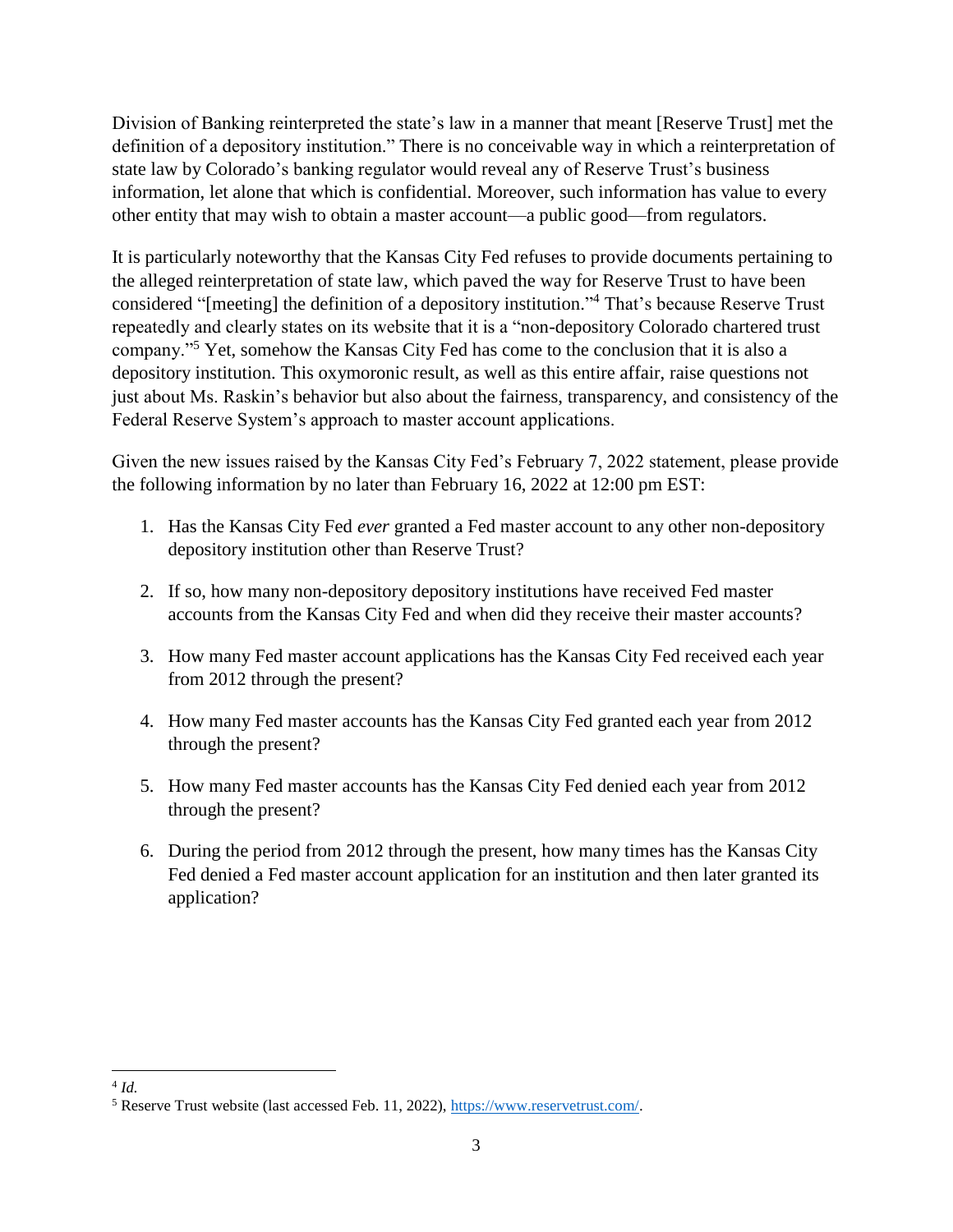Division of Banking reinterpreted the state's law in a manner that meant [Reserve Trust] met the definition of a depository institution." There is no conceivable way in which a reinterpretation of state law by Colorado's banking regulator would reveal any of Reserve Trust's business information, let alone that which is confidential. Moreover, such information has value to every other entity that may wish to obtain a master account—a public good—from regulators.

It is particularly noteworthy that the Kansas City Fed refuses to provide documents pertaining to the alleged reinterpretation of state law, which paved the way for Reserve Trust to have been considered "[meeting] the definition of a depository institution."[4] That's because Reserve Trust repeatedly and clearly states on its website that it is a "non-depository Colorado chartered trust company."[5] Yet, somehow the Kansas City Fed has come to the conclusion that it is also a depository institution. This oxymoronic result, as well as this entire affair, raise questions not just about Ms. Raskin's behavior but also about the fairness, transparency, and consistency of the Federal Reserve System's approach to master account applications.

Given the new issues raised by the Kansas City Fed's February 7, 2022 statement, please provide the following information by no later than February 16, 2022 at 12:00 pm EST:

1. Has the Kansas City Fed *ever* granted a Fed master account to any other non-depository depository institution other than Reserve Trust?
2. If so, how many non-depository depository institutions have received Fed master accounts from the Kansas City Fed and when did they receive their master accounts?
3. How many Fed master account applications has the Kansas City Fed received each year from 2012 through the present?
4. How many Fed master accounts has the Kansas City Fed granted each year from 2012 through the present?
5. How many Fed master accounts has the Kansas City Fed denied each year from 2012 through the present?
6. During the period from 2012 through the present, how many times has the Kansas City Fed denied a Fed master account application for an institution and then later granted its application?

---

[4] *Id.*

[5] Reserve Trust website (last accessed Feb. 11, 2022), https://www.reservetrust.com/.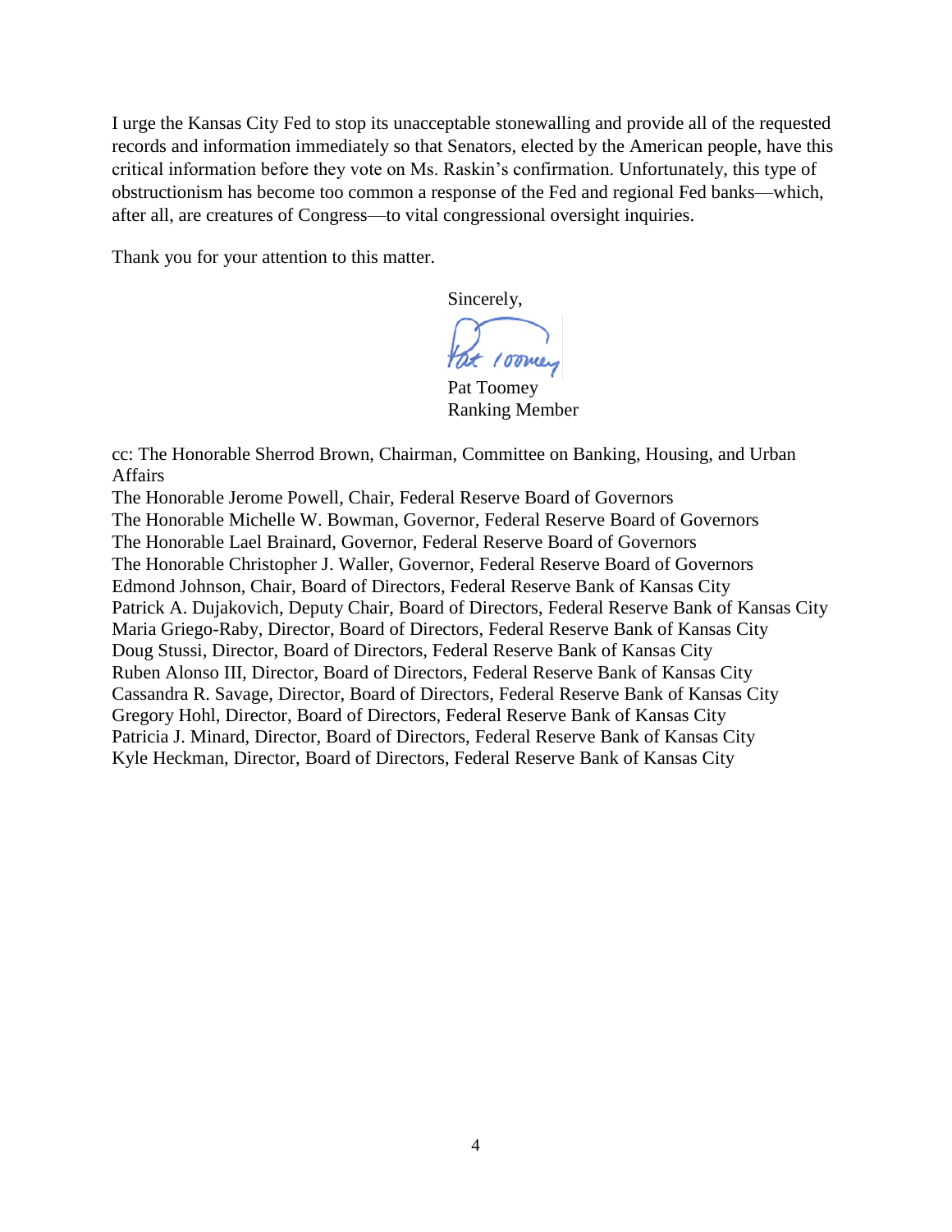I urge the Kansas City Fed to stop its unacceptable stonewalling and provide all of the requested records and information immediately so that Senators, elected by the American people, have this critical information before they vote on Ms. Raskin's confirmation. Unfortunately, this type of obstructionism has become too common a response of the Fed and regional Fed banks—which, after all, are creatures of Congress—to vital congressional oversight inquiries.

Thank you for your attention to this matter.

Sincerely,

Pat Toomey
Ranking Member

cc: The Honorable Sherrod Brown, Chairman, Committee on Banking, Housing, and Urban Affairs
The Honorable Jerome Powell, Chair, Federal Reserve Board of Governors
The Honorable Michelle W. Bowman, Governor, Federal Reserve Board of Governors
The Honorable Lael Brainard, Governor, Federal Reserve Board of Governors
The Honorable Christopher J. Waller, Governor, Federal Reserve Board of Governors
Edmond Johnson, Chair, Board of Directors, Federal Reserve Bank of Kansas City
Patrick A. Dujakovich, Deputy Chair, Board of Directors, Federal Reserve Bank of Kansas City
Maria Griego-Raby, Director, Board of Directors, Federal Reserve Bank of Kansas City
Doug Stussi, Director, Board of Directors, Federal Reserve Bank of Kansas City
Ruben Alonso III, Director, Board of Directors, Federal Reserve Bank of Kansas City
Cassandra R. Savage, Director, Board of Directors, Federal Reserve Bank of Kansas City
Gregory Hohl, Director, Board of Directors, Federal Reserve Bank of Kansas City
Patricia J. Minard, Director, Board of Directors, Federal Reserve Bank of Kansas City
Kyle Heckman, Director, Board of Directors, Federal Reserve Bank of Kansas City